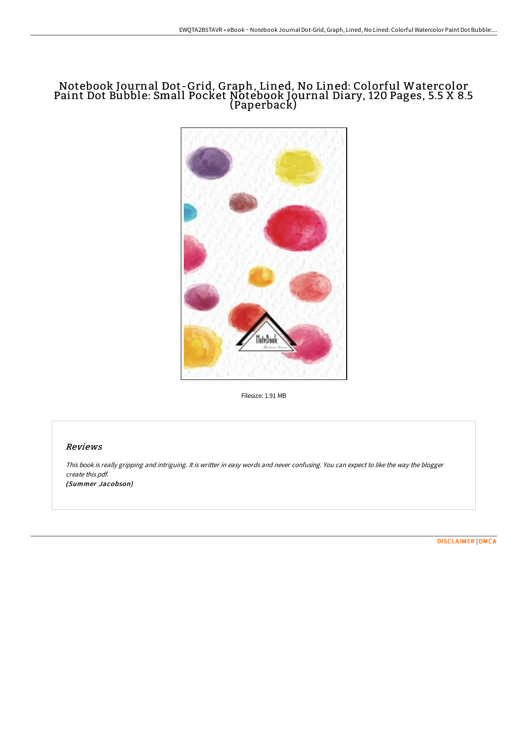# Notebook Journal Dot-Grid, Graph, Lined, No Lined: Colorful Watercolor Paint Dot Bubble: Small Pocket Notebook Journal Diary, 120 Pages, 5.5 X 8.5 (Paperback)

Filesize: 1.91 MB

## Reviews

*This book is really gripping and intriguing. It is writter in easy words and never confusing. You can expect to like the way the blogger create this pdf.*

*(Summer Jacobson)*

DISCLAIMER | DMCA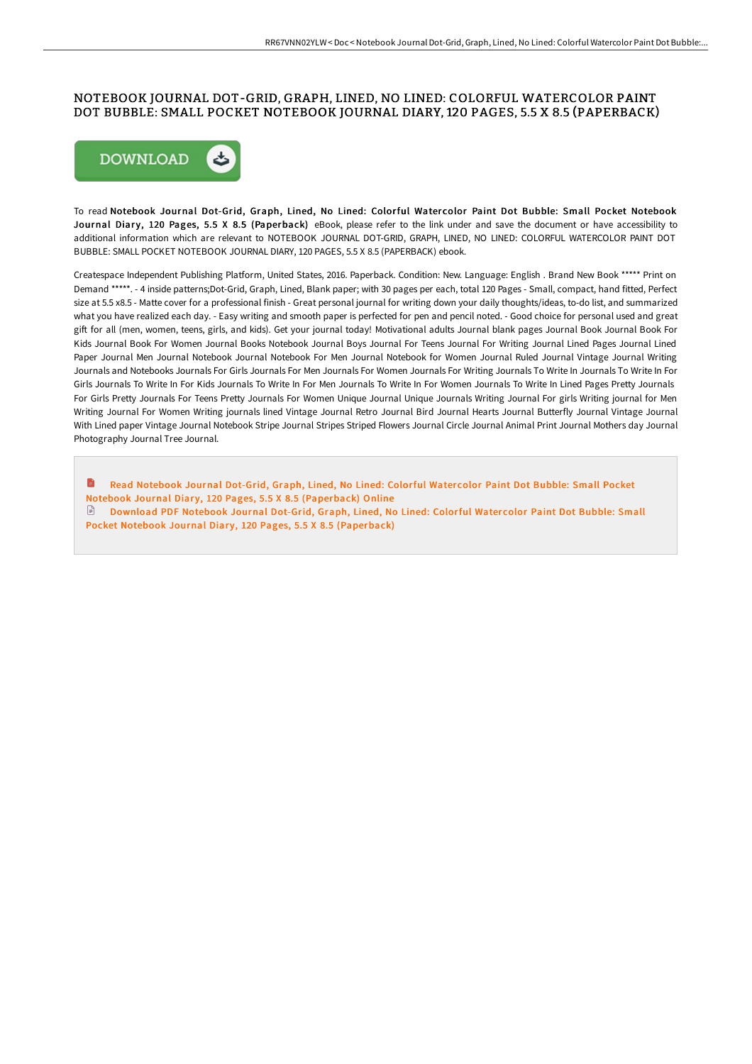# NOTEBOOK JOURNAL DOT-GRID, GRAPH, LINED, NO LINED: COLORFUL WATERCOLOR PAINT DOT BUBBLE: SMALL POCKET NOTEBOOK JOURNAL DIARY, 120 PAGES, 5.5 X 8.5 (PAPERBACK)

DOWNLOAD

To read **Notebook Journal Dot-Grid, Graph, Lined, No Lined: Colorful Watercolor Paint Dot Bubble: Small Pocket Notebook Journal Diary, 120 Pages, 5.5 X 8.5 (Paperback)** eBook, please refer to the link under and save the document or have accessibility to additional information which are relevant to NOTEBOOK JOURNAL DOT-GRID, GRAPH, LINED, NO LINED: COLORFUL WATERCOLOR PAINT DOT BUBBLE: SMALL POCKET NOTEBOOK JOURNAL DIARY, 120 PAGES, 5.5 X 8.5 (PAPERBACK) ebook.

Createspace Independent Publishing Platform, United States, 2016. Paperback. Condition: New. Language: English . Brand New Book ***** Print on Demand *****. - 4 inside patterns;Dot-Grid, Graph, Lined, Blank paper; with 30 pages per each, total 120 Pages - Small, compact, hand fitted, Perfect size at 5.5 x8.5 - Matte cover for a professional finish - Great personal journal for writing down your daily thoughts/ideas, to-do list, and summarized what you have realized each day. - Easy writing and smooth paper is perfected for pen and pencil noted. - Good choice for personal used and great gift for all (men, women, teens, girls, and kids). Get your journal today! Motivational adults Journal blank pages Journal Book Journal Book For Kids Journal Book For Women Journal Books Notebook Journal Boys Journal For Teens Journal For Writing Journal Lined Pages Journal Lined Paper Journal Men Journal Notebook Journal Notebook For Men Journal Notebook for Women Journal Ruled Journal Vintage Journal Writing Journals and Notebooks Journals For Girls Journals For Men Journals For Women Journals For Writing Journals To Write In Journals To Write In For Girls Journals To Write In For Kids Journals To Write In For Men Journals To Write In For Women Journals To Write In Lined Pages Pretty Journals For Girls Pretty Journals For Teens Pretty Journals For Women Unique Journal Unique Journals Writing Journal For girls Writing journal for Men Writing Journal For Women Writing journals lined Vintage Journal Retro Journal Bird Journal Hearts Journal Butterfly Journal Vintage Journal With Lined paper Vintage Journal Notebook Stripe Journal Stripes Striped Flowers Journal Circle Journal Animal Print Journal Mothers day Journal Photography Journal Tree Journal.

Read Notebook Journal Dot-Grid, Graph, Lined, No Lined: Colorful Watercolor Paint Dot Bubble: Small Pocket Notebook Journal Diary, 120 Pages, 5.5 X 8.5 (Paperback) Online

Download PDF Notebook Journal Dot-Grid, Graph, Lined, No Lined: Colorful Watercolor Paint Dot Bubble: Small Pocket Notebook Journal Diary, 120 Pages, 5.5 X 8.5 (Paperback)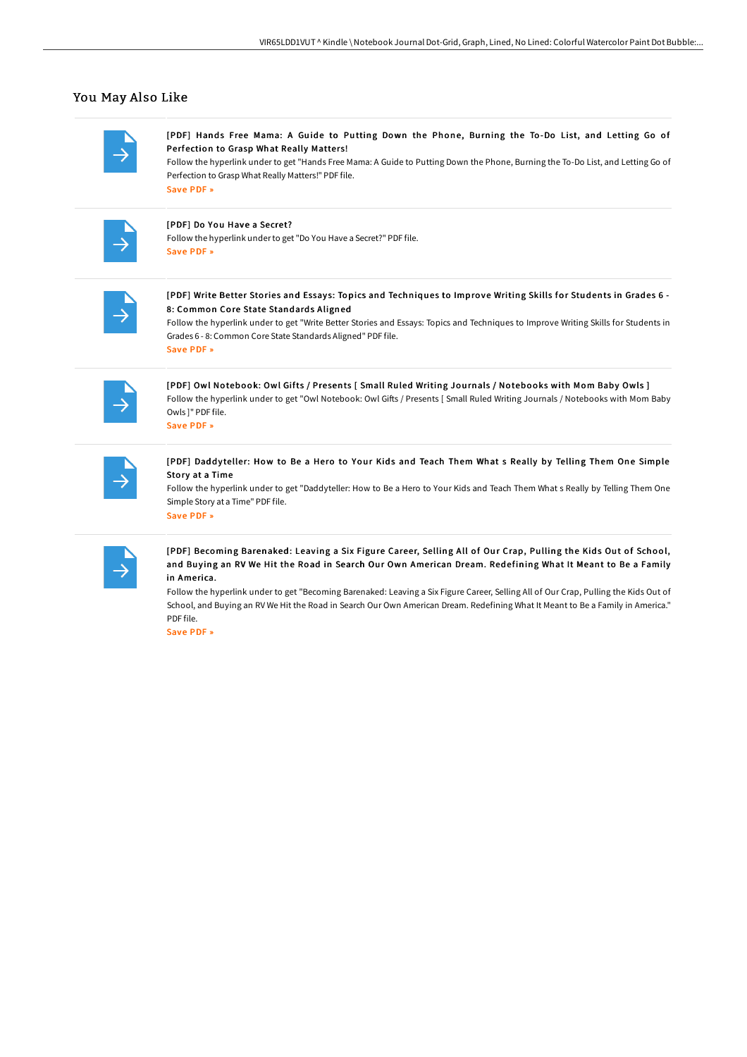## You May Also Like

**[PDF] Hands Free Mama: A Guide to Putting Down the Phone, Burning the To-Do List, and Letting Go of Perfection to Grasp What Really Matters!**

Follow the hyperlink under to get "Hands Free Mama: A Guide to Putting Down the Phone, Burning the To-Do List, and Letting Go of Perfection to Grasp What Really Matters!" PDF file.

Save PDF »

**[PDF] Do You Have a Secret?**

Follow the hyperlink under to get "Do You Have a Secret?" PDF file.

Save PDF »

**[PDF] Write Better Stories and Essays: Topics and Techniques to Improve Writing Skills for Students in Grades 6 - 8: Common Core State Standards Aligned**

Follow the hyperlink under to get "Write Better Stories and Essays: Topics and Techniques to Improve Writing Skills for Students in Grades 6 - 8: Common Core State Standards Aligned" PDF file.

Save PDF »

**[PDF] Owl Notebook: Owl Gifts / Presents [ Small Ruled Writing Journals / Notebooks with Mom Baby Owls ]**

Follow the hyperlink under to get "Owl Notebook: Owl Gifts / Presents [ Small Ruled Writing Journals / Notebooks with Mom Baby Owls ]" PDF file.

Save PDF »

**[PDF] Daddyteller: How to Be a Hero to Your Kids and Teach Them What s Really by Telling Them One Simple Story at a Time**

Follow the hyperlink under to get "Daddyteller: How to Be a Hero to Your Kids and Teach Them What s Really by Telling Them One Simple Story at a Time" PDF file.

Save PDF »

**[PDF] Becoming Barenaked: Leaving a Six Figure Career, Selling All of Our Crap, Pulling the Kids Out of School, and Buying an RV We Hit the Road in Search Our Own American Dream. Redefining What It Meant to Be a Family in America.**

Follow the hyperlink under to get "Becoming Barenaked: Leaving a Six Figure Career, Selling All of Our Crap, Pulling the Kids Out of School, and Buying an RV We Hit the Road in Search Our Own American Dream. Redefining What It Meant to Be a Family in America." PDF file.

Save PDF »